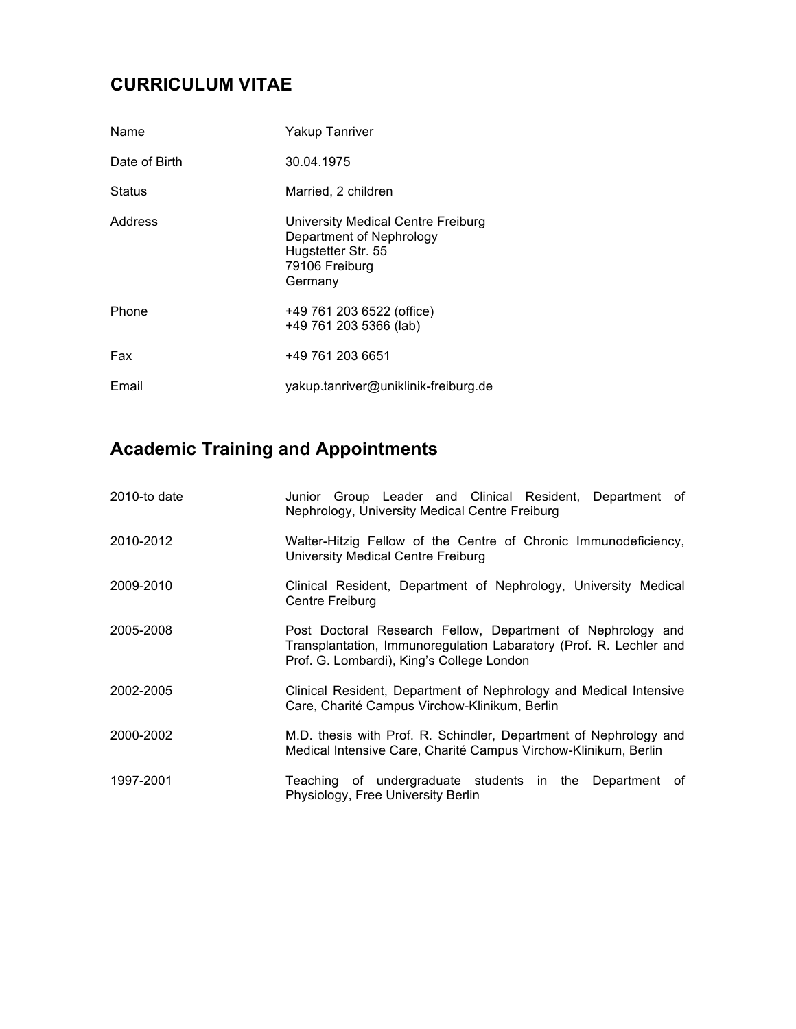# CURRICULUM VITAE

| | |
|---|---|
| Name | Yakup Tanriver |
| Date of Birth | 30.04.1975 |
| Status | Married, 2 children |
| Address | University Medical Centre Freiburg<br>Department of Nephrology<br>Hugstetter Str. 55<br>79106 Freiburg<br>Germany |
| Phone | +49 761 203 6522 (office)<br>+49 761 203 5366 (lab) |
| Fax | +49 761 203 6651 |
| Email | yakup.tanriver@uniklinik-freiburg.de |

## Academic Training and Appointments

| | |
|---|---|
| 2010-to date | Junior Group Leader and Clinical Resident, Department of Nephrology, University Medical Centre Freiburg |
| 2010-2012 | Walter-Hitzig Fellow of the Centre of Chronic Immunodeficiency, University Medical Centre Freiburg |
| 2009-2010 | Clinical Resident, Department of Nephrology, University Medical Centre Freiburg |
| 2005-2008 | Post Doctoral Research Fellow, Department of Nephrology and Transplantation, Immunoregulation Labaratory (Prof. R. Lechler and Prof. G. Lombardi), King's College London |
| 2002-2005 | Clinical Resident, Department of Nephrology and Medical Intensive Care, Charité Campus Virchow-Klinikum, Berlin |
| 2000-2002 | M.D. thesis with Prof. R. Schindler, Department of Nephrology and Medical Intensive Care, Charité Campus Virchow-Klinikum, Berlin |
| 1997-2001 | Teaching of undergraduate students in the Department of Physiology, Free University Berlin |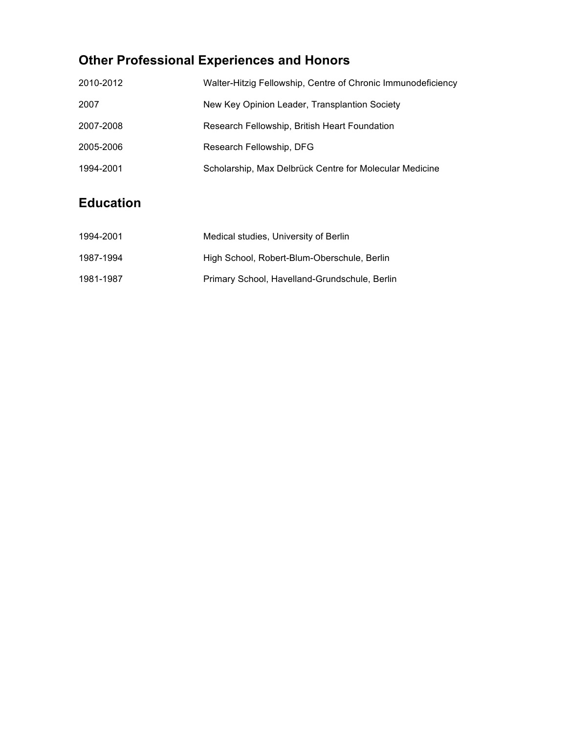## Other Professional Experiences and Honors

| | |
|---|---|
| 2010-2012 | Walter-Hitzig Fellowship, Centre of Chronic Immunodeficiency |
| 2007 | New Key Opinion Leader, Transplantion Society |
| 2007-2008 | Research Fellowship, British Heart Foundation |
| 2005-2006 | Research Fellowship, DFG |
| 1994-2001 | Scholarship, Max Delbrück Centre for Molecular Medicine |

## Education

| | |
|---|---|
| 1994-2001 | Medical studies, University of Berlin |
| 1987-1994 | High School, Robert-Blum-Oberschule, Berlin |
| 1981-1987 | Primary School, Havelland-Grundschule, Berlin |